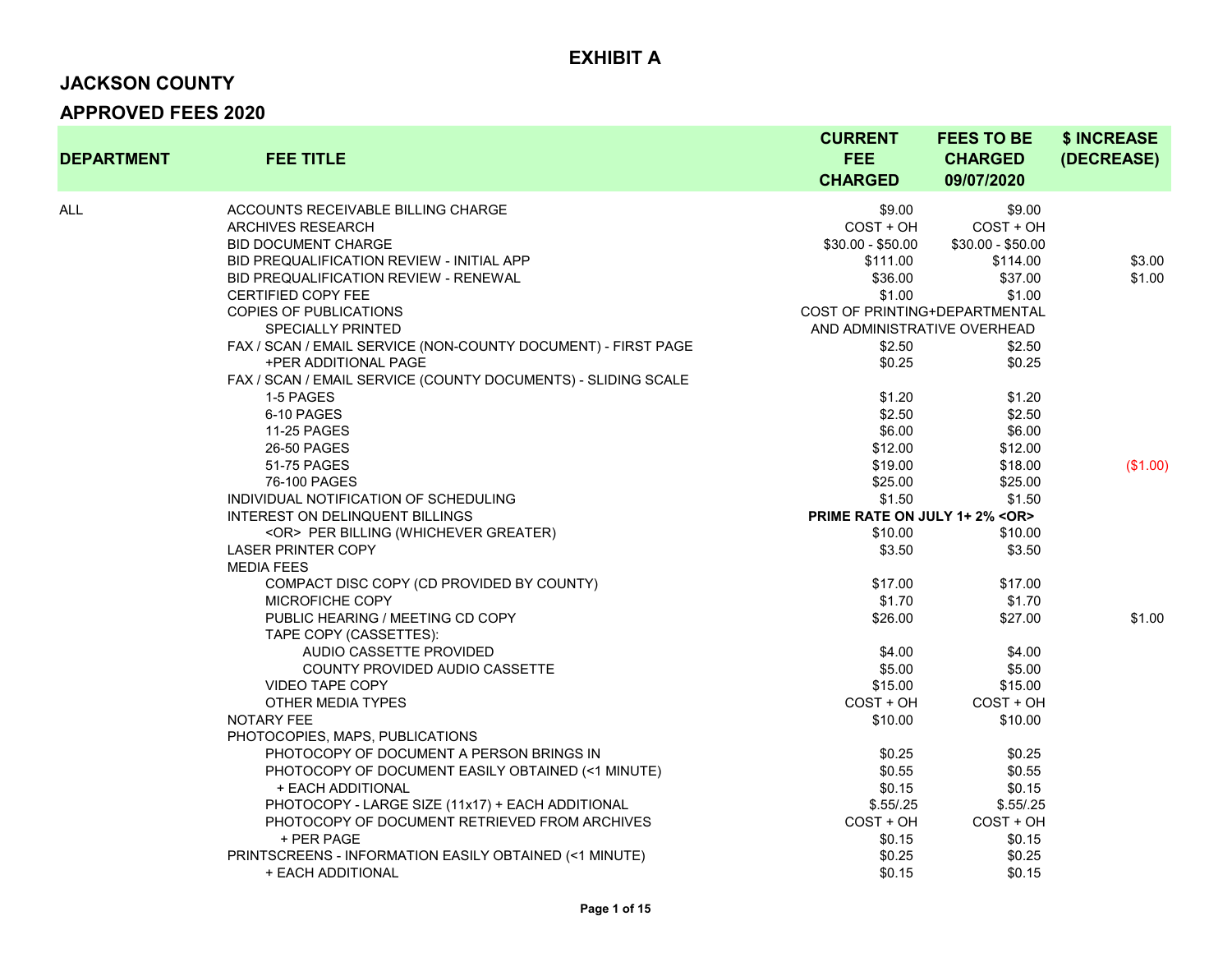# EXHIBIT A

## JACKSON COUNTY

## APPROVED FEES 2020

| DEPARTMENT | FEE TITLE | CURRENT FEE CHARGED | FEES TO BE CHARGED 09/07/2020 | $ INCREASE (DECREASE) |
|---|---|---|---|---|
| ALL | ACCOUNTS RECEIVABLE BILLING CHARGE | $9.00 | $9.00 | |
| | ARCHIVES RESEARCH | COST + OH | COST + OH | |
| | BID DOCUMENT CHARGE | $30.00 - $50.00 | $30.00 - $50.00 | |
| | BID PREQUALIFICATION REVIEW - INITIAL APP | $111.00 | $114.00 | $3.00 |
| | BID PREQUALIFICATION REVIEW - RENEWAL | $36.00 | $37.00 | $1.00 |
| | CERTIFIED COPY FEE | $1.00 | $1.00 | |
| | COPIES OF PUBLICATIONS | COST OF PRINTING+DEPARTMENTAL | | |
| | SPECIALLY PRINTED | AND ADMINISTRATIVE OVERHEAD | | |
| | FAX / SCAN / EMAIL SERVICE (NON-COUNTY DOCUMENT) - FIRST PAGE | $2.50 | $2.50 | |
| | +PER ADDITIONAL PAGE | $0.25 | $0.25 | |
| | FAX / SCAN / EMAIL SERVICE (COUNTY DOCUMENTS) - SLIDING SCALE | | | |
| | 1-5 PAGES | $1.20 | $1.20 | |
| | 6-10 PAGES | $2.50 | $2.50 | |
| | 11-25 PAGES | $6.00 | $6.00 | |
| | 26-50 PAGES | $12.00 | $12.00 | |
| | 51-75 PAGES | $19.00 | $18.00 | ($1.00) |
| | 76-100 PAGES | $25.00 | $25.00 | |
| | INDIVIDUAL NOTIFICATION OF SCHEDULING | $1.50 | $1.50 | |
| | INTEREST ON DELINQUENT BILLINGS | **PRIME RATE ON JULY 1+ 2% <OR>** | | |
| | <OR> PER BILLING (WHICHEVER GREATER) | $10.00 | $10.00 | |
| | LASER PRINTER COPY | $3.50 | $3.50 | |
| | MEDIA FEES | | | |
| | COMPACT DISC COPY (CD PROVIDED BY COUNTY) | $17.00 | $17.00 | |
| | MICROFICHE COPY | $1.70 | $1.70 | |
| | PUBLIC HEARING / MEETING CD COPY | $26.00 | $27.00 | $1.00 |
| | TAPE COPY (CASSETTES): | | | |
| | AUDIO CASSETTE PROVIDED | $4.00 | $4.00 | |
| | COUNTY PROVIDED AUDIO CASSETTE | $5.00 | $5.00 | |
| | VIDEO TAPE COPY | $15.00 | $15.00 | |
| | OTHER MEDIA TYPES | COST + OH | COST + OH | |
| | NOTARY FEE | $10.00 | $10.00 | |
| | PHOTOCOPIES, MAPS, PUBLICATIONS | | | |
| | PHOTOCOPY OF DOCUMENT A PERSON BRINGS IN | $0.25 | $0.25 | |
| | PHOTOCOPY OF DOCUMENT EASILY OBTAINED (<1 MINUTE) | $0.55 | $0.55 | |
| | + EACH ADDITIONAL | $0.15 | $0.15 | |
| | PHOTOCOPY - LARGE SIZE (11x17) + EACH ADDITIONAL | $.55/.25 | $.55/.25 | |
| | PHOTOCOPY OF DOCUMENT RETRIEVED FROM ARCHIVES | COST + OH | COST + OH | |
| | + PER PAGE | $0.15 | $0.15 | |
| | PRINTSCREENS - INFORMATION EASILY OBTAINED (<1 MINUTE) | $0.25 | $0.25 | |
| | + EACH ADDITIONAL | $0.15 | $0.15 | |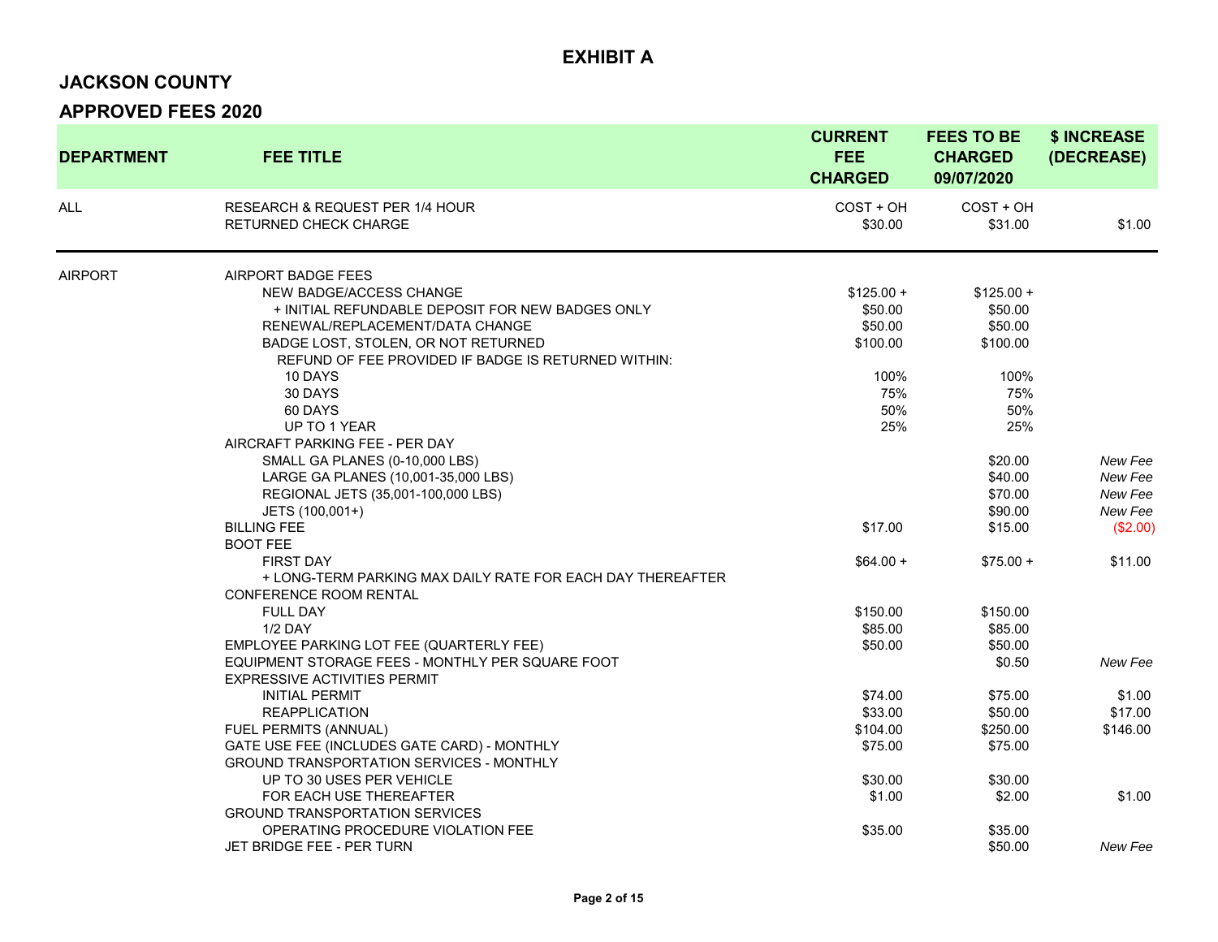# EXHIBIT A

## JACKSON COUNTY

## APPROVED FEES 2020

| DEPARTMENT | FEE TITLE | CURRENT FEE CHARGED | FEES TO BE CHARGED 09/07/2020 | $ INCREASE (DECREASE) |
|---|---|---|---|---|
| ALL | RESEARCH & REQUEST PER 1/4 HOUR | COST + OH | COST + OH | |
| | RETURNED CHECK CHARGE | $30.00 | $31.00 | $1.00 |
| AIRPORT | AIRPORT BADGE FEES | | | |
| | NEW BADGE/ACCESS CHANGE | $125.00 + | $125.00 + | |
| | + INITIAL REFUNDABLE DEPOSIT FOR NEW BADGES ONLY | $50.00 | $50.00 | |
| | RENEWAL/REPLACEMENT/DATA CHANGE | $50.00 | $50.00 | |
| | BADGE LOST, STOLEN, OR NOT RETURNED | $100.00 | $100.00 | |
| | REFUND OF FEE PROVIDED IF BADGE IS RETURNED WITHIN: | | | |
| | 10 DAYS | 100% | 100% | |
| | 30 DAYS | 75% | 75% | |
| | 60 DAYS | 50% | 50% | |
| | UP TO 1 YEAR | 25% | 25% | |
| | AIRCRAFT PARKING FEE - PER DAY | | | |
| | SMALL GA PLANES (0-10,000 LBS) | | $20.00 | *New Fee* |
| | LARGE GA PLANES (10,001-35,000 LBS) | | $40.00 | *New Fee* |
| | REGIONAL JETS (35,001-100,000 LBS) | | $70.00 | *New Fee* |
| | JETS (100,001+) | | $90.00 | *New Fee* |
| | BILLING FEE | $17.00 | $15.00 | ($2.00) |
| | BOOT FEE | | | |
| | FIRST DAY | $64.00 + | $75.00 + | $11.00 |
| | + LONG-TERM PARKING MAX DAILY RATE FOR EACH DAY THEREAFTER | | | |
| | CONFERENCE ROOM RENTAL | | | |
| | FULL DAY | $150.00 | $150.00 | |
| | 1/2 DAY | $85.00 | $85.00 | |
| | EMPLOYEE PARKING LOT FEE (QUARTERLY FEE) | $50.00 | $50.00 | |
| | EQUIPMENT STORAGE FEES - MONTHLY PER SQUARE FOOT | | $0.50 | *New Fee* |
| | EXPRESSIVE ACTIVITIES PERMIT | | | |
| | INITIAL PERMIT | $74.00 | $75.00 | $1.00 |
| | REAPPLICATION | $33.00 | $50.00 | $17.00 |
| | FUEL PERMITS (ANNUAL) | $104.00 | $250.00 | $146.00 |
| | GATE USE FEE (INCLUDES GATE CARD) - MONTHLY | $75.00 | $75.00 | |
| | GROUND TRANSPORTATION SERVICES - MONTHLY | | | |
| | UP TO 30 USES PER VEHICLE | $30.00 | $30.00 | |
| | FOR EACH USE THEREAFTER | $1.00 | $2.00 | $1.00 |
| | GROUND TRANSPORTATION SERVICES | | | |
| | OPERATING PROCEDURE VIOLATION FEE | $35.00 | $35.00 | |
| | JET BRIDGE FEE - PER TURN | | $50.00 | *New Fee* |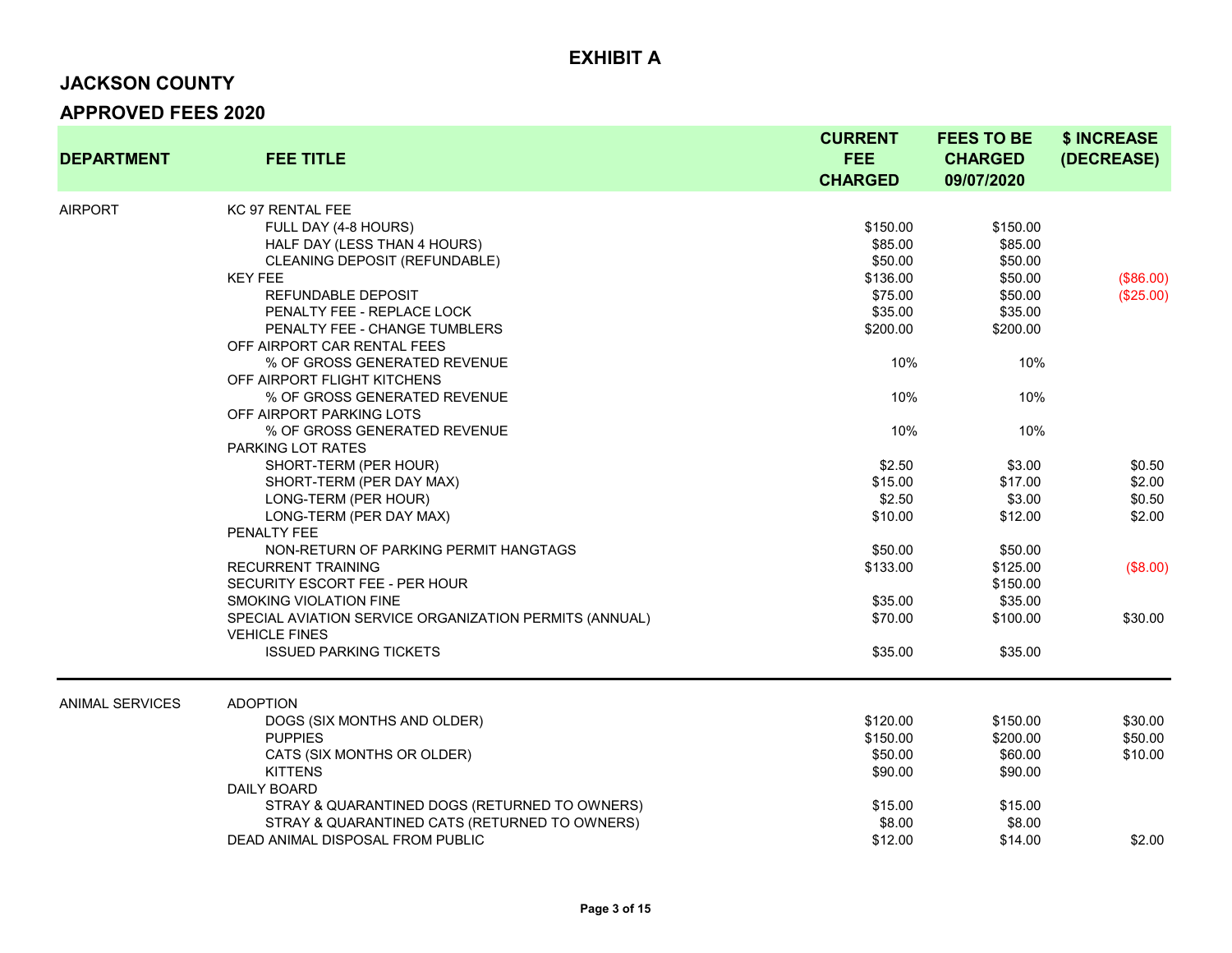# EXHIBIT A

## JACKSON COUNTY

## APPROVED FEES 2020

| DEPARTMENT | FEE TITLE | CURRENT FEE CHARGED | FEES TO BE CHARGED 09/07/2020 | $ INCREASE (DECREASE) |
|---|---|---|---|---|
| AIRPORT | KC 97 RENTAL FEE | | | |
| | FULL DAY (4-8 HOURS) | $150.00 | $150.00 | |
| | HALF DAY (LESS THAN 4 HOURS) | $85.00 | $85.00 | |
| | CLEANING DEPOSIT (REFUNDABLE) | $50.00 | $50.00 | |
| | KEY FEE | $136.00 | $50.00 | ($86.00) |
| | REFUNDABLE DEPOSIT | $75.00 | $50.00 | ($25.00) |
| | PENALTY FEE - REPLACE LOCK | $35.00 | $35.00 | |
| | PENALTY FEE - CHANGE TUMBLERS | $200.00 | $200.00 | |
| | OFF AIRPORT CAR RENTAL FEES | | | |
| | % OF GROSS GENERATED REVENUE | 10% | 10% | |
| | OFF AIRPORT FLIGHT KITCHENS | | | |
| | % OF GROSS GENERATED REVENUE | 10% | 10% | |
| | OFF AIRPORT PARKING LOTS | | | |
| | % OF GROSS GENERATED REVENUE | 10% | 10% | |
| | PARKING LOT RATES | | | |
| | SHORT-TERM (PER HOUR) | $2.50 | $3.00 | $0.50 |
| | SHORT-TERM (PER DAY MAX) | $15.00 | $17.00 | $2.00 |
| | LONG-TERM (PER HOUR) | $2.50 | $3.00 | $0.50 |
| | LONG-TERM (PER DAY MAX) | $10.00 | $12.00 | $2.00 |
| | PENALTY FEE | | | |
| | NON-RETURN OF PARKING PERMIT HANGTAGS | $50.00 | $50.00 | |
| | RECURRENT TRAINING | $133.00 | $125.00 | ($8.00) |
| | SECURITY ESCORT FEE - PER HOUR | | $150.00 | |
| | SMOKING VIOLATION FINE | $35.00 | $35.00 | |
| | SPECIAL AVIATION SERVICE ORGANIZATION PERMITS (ANNUAL) | $70.00 | $100.00 | $30.00 |
| | VEHICLE FINES | | | |
| | ISSUED PARKING TICKETS | $35.00 | $35.00 | |
| ANIMAL SERVICES | ADOPTION | | | |
| | DOGS (SIX MONTHS AND OLDER) | $120.00 | $150.00 | $30.00 |
| | PUPPIES | $150.00 | $200.00 | $50.00 |
| | CATS (SIX MONTHS OR OLDER) | $50.00 | $60.00 | $10.00 |
| | KITTENS | $90.00 | $90.00 | |
| | DAILY BOARD | | | |
| | STRAY & QUARANTINED DOGS (RETURNED TO OWNERS) | $15.00 | $15.00 | |
| | STRAY & QUARANTINED CATS (RETURNED TO OWNERS) | $8.00 | $8.00 | |
| | DEAD ANIMAL DISPOSAL FROM PUBLIC | $12.00 | $14.00 | $2.00 |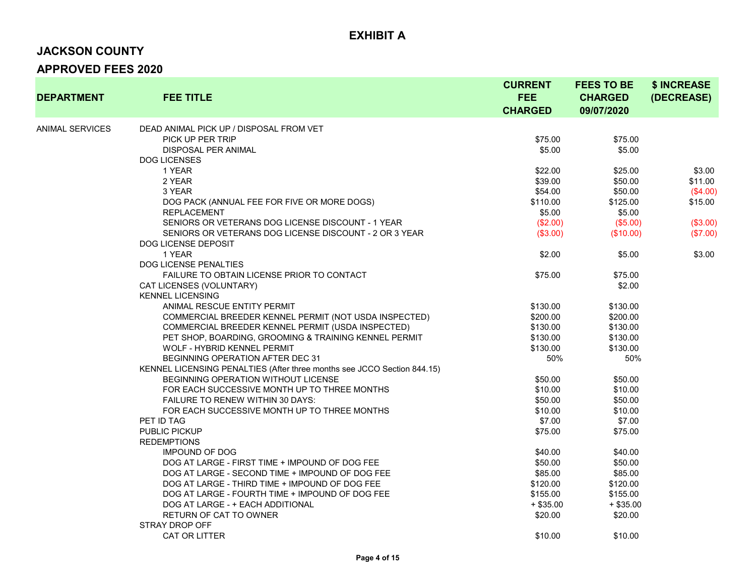## EXHIBIT A

## JACKSON COUNTY

## APPROVED FEES 2020

| DEPARTMENT | FEE TITLE | CURRENT FEE CHARGED | FEES TO BE CHARGED 09/07/2020 | $ INCREASE (DECREASE) |
|---|---|---|---|---|
| ANIMAL SERVICES | DEAD ANIMAL PICK UP / DISPOSAL FROM VET | | | |
| | PICK UP PER TRIP | $75.00 | $75.00 | |
| | DISPOSAL PER ANIMAL | $5.00 | $5.00 | |
| | DOG LICENSES | | | |
| | 1 YEAR | $22.00 | $25.00 | $3.00 |
| | 2 YEAR | $39.00 | $50.00 | $11.00 |
| | 3 YEAR | $54.00 | $50.00 | ($4.00) |
| | DOG PACK (ANNUAL FEE FOR FIVE OR MORE DOGS) | $110.00 | $125.00 | $15.00 |
| | REPLACEMENT | $5.00 | $5.00 | |
| | SENIORS OR VETERANS DOG LICENSE DISCOUNT - 1 YEAR | ($2.00) | ($5.00) | ($3.00) |
| | SENIORS OR VETERANS DOG LICENSE DISCOUNT - 2 OR 3 YEAR | ($3.00) | ($10.00) | ($7.00) |
| | DOG LICENSE DEPOSIT | | | |
| | 1 YEAR | $2.00 | $5.00 | $3.00 |
| | DOG LICENSE PENALTIES | | | |
| | FAILURE TO OBTAIN LICENSE PRIOR TO CONTACT | $75.00 | $75.00 | |
| | CAT LICENSES (VOLUNTARY) | | $2.00 | |
| | KENNEL LICENSING | | | |
| | ANIMAL RESCUE ENTITY PERMIT | $130.00 | $130.00 | |
| | COMMERCIAL BREEDER KENNEL PERMIT (NOT USDA INSPECTED) | $200.00 | $200.00 | |
| | COMMERCIAL BREEDER KENNEL PERMIT (USDA INSPECTED) | $130.00 | $130.00 | |
| | PET SHOP, BOARDING, GROOMING & TRAINING KENNEL PERMIT | $130.00 | $130.00 | |
| | WOLF - HYBRID KENNEL PERMIT | $130.00 | $130.00 | |
| | BEGINNING OPERATION AFTER DEC 31 | 50% | 50% | |
| | KENNEL LICENSING PENALTIES (After three months see JCCO Section 844.15) | | | |
| | BEGINNING OPERATION WITHOUT LICENSE | $50.00 | $50.00 | |
| | FOR EACH SUCCESSIVE MONTH UP TO THREE MONTHS | $10.00 | $10.00 | |
| | FAILURE TO RENEW WITHIN 30 DAYS: | $50.00 | $50.00 | |
| | FOR EACH SUCCESSIVE MONTH UP TO THREE MONTHS | $10.00 | $10.00 | |
| | PET ID TAG | $7.00 | $7.00 | |
| | PUBLIC PICKUP | $75.00 | $75.00 | |
| | REDEMPTIONS | | | |
| | IMPOUND OF DOG | $40.00 | $40.00 | |
| | DOG AT LARGE - FIRST TIME + IMPOUND OF DOG FEE | $50.00 | $50.00 | |
| | DOG AT LARGE - SECOND TIME + IMPOUND OF DOG FEE | $85.00 | $85.00 | |
| | DOG AT LARGE - THIRD TIME + IMPOUND OF DOG FEE | $120.00 | $120.00 | |
| | DOG AT LARGE - FOURTH TIME + IMPOUND OF DOG FEE | $155.00 | $155.00 | |
| | DOG AT LARGE - + EACH ADDITIONAL | + $35.00 | + $35.00 | |
| | RETURN OF CAT TO OWNER | $20.00 | $20.00 | |
| | STRAY DROP OFF | | | |
| | CAT OR LITTER | $10.00 | $10.00 | |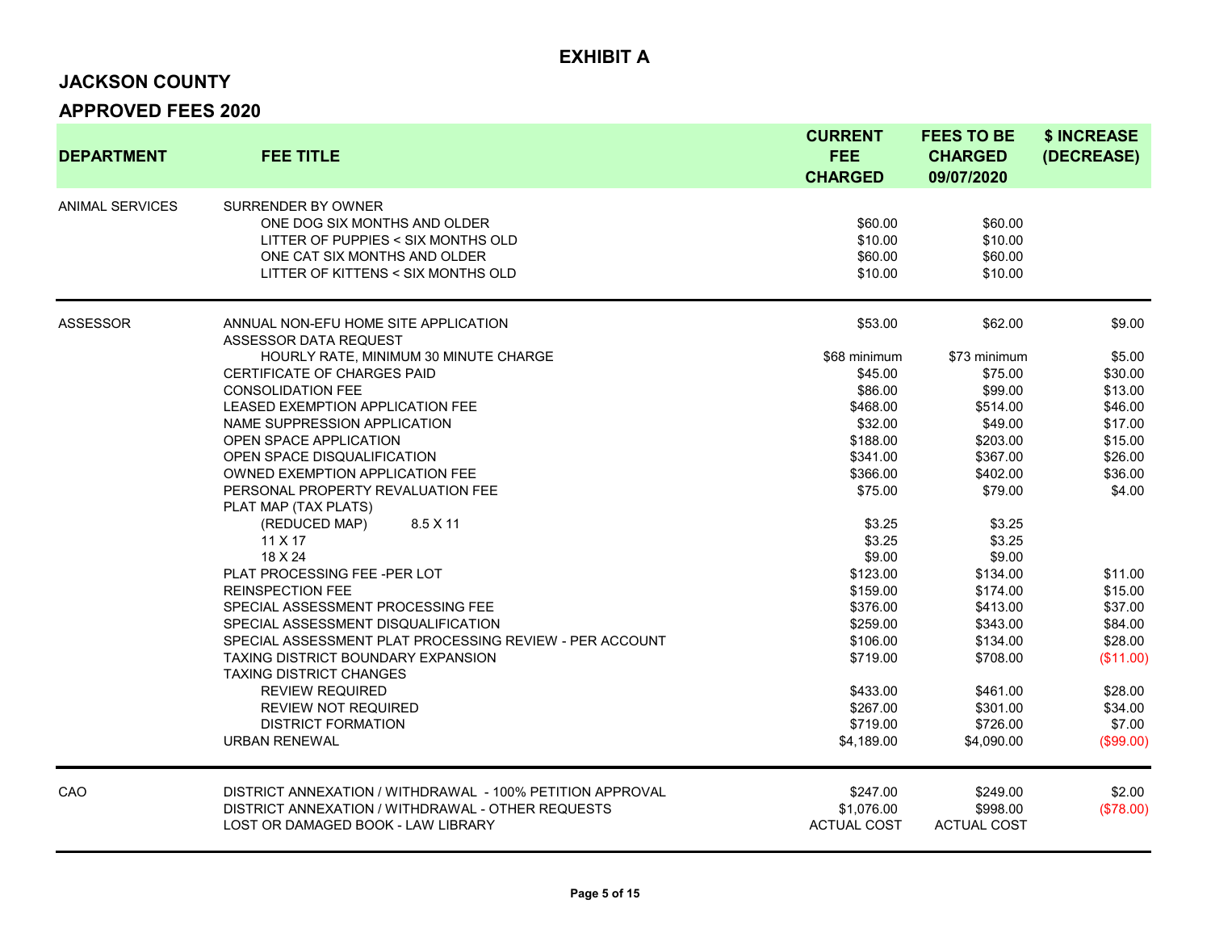## EXHIBIT A

## JACKSON COUNTY

## APPROVED FEES 2020

| DEPARTMENT | FEE TITLE | CURRENT FEE CHARGED | FEES TO BE CHARGED 09/07/2020 | $ INCREASE (DECREASE) |
|---|---|---|---|---|
| ANIMAL SERVICES | SURRENDER BY OWNER | | | |
| | ONE DOG SIX MONTHS AND OLDER | $60.00 | $60.00 | |
| | LITTER OF PUPPIES < SIX MONTHS OLD | $10.00 | $10.00 | |
| | ONE CAT SIX MONTHS AND OLDER | $60.00 | $60.00 | |
| | LITTER OF KITTENS < SIX MONTHS OLD | $10.00 | $10.00 | |
| ASSESSOR | ANNUAL NON-EFU HOME SITE APPLICATION | $53.00 | $62.00 | $9.00 |
| | ASSESSOR DATA REQUEST | | | |
| | HOURLY RATE, MINIMUM 30 MINUTE CHARGE | $68 minimum | $73 minimum | $5.00 |
| | CERTIFICATE OF CHARGES PAID | $45.00 | $75.00 | $30.00 |
| | CONSOLIDATION FEE | $86.00 | $99.00 | $13.00 |
| | LEASED EXEMPTION APPLICATION FEE | $468.00 | $514.00 | $46.00 |
| | NAME SUPPRESSION APPLICATION | $32.00 | $49.00 | $17.00 |
| | OPEN SPACE APPLICATION | $188.00 | $203.00 | $15.00 |
| | OPEN SPACE DISQUALIFICATION | $341.00 | $367.00 | $26.00 |
| | OWNED EXEMPTION APPLICATION FEE | $366.00 | $402.00 | $36.00 |
| | PERSONAL PROPERTY REVALUATION FEE | $75.00 | $79.00 | $4.00 |
| | PLAT MAP (TAX PLATS) | | | |
| | (REDUCED MAP) 8.5 X 11 | $3.25 | $3.25 | |
| | 11 X 17 | $3.25 | $3.25 | |
| | 18 X 24 | $9.00 | $9.00 | |
| | PLAT PROCESSING FEE -PER LOT | $123.00 | $134.00 | $11.00 |
| | REINSPECTION FEE | $159.00 | $174.00 | $15.00 |
| | SPECIAL ASSESSMENT PROCESSING FEE | $376.00 | $413.00 | $37.00 |
| | SPECIAL ASSESSMENT DISQUALIFICATION | $259.00 | $343.00 | $84.00 |
| | SPECIAL ASSESSMENT PLAT PROCESSING REVIEW - PER ACCOUNT | $106.00 | $134.00 | $28.00 |
| | TAXING DISTRICT BOUNDARY EXPANSION | $719.00 | $708.00 | ($11.00) |
| | TAXING DISTRICT CHANGES | | | |
| | REVIEW REQUIRED | $433.00 | $461.00 | $28.00 |
| | REVIEW NOT REQUIRED | $267.00 | $301.00 | $34.00 |
| | DISTRICT FORMATION | $719.00 | $726.00 | $7.00 |
| | URBAN RENEWAL | $4,189.00 | $4,090.00 | ($99.00) |
| CAO | DISTRICT ANNEXATION / WITHDRAWAL - 100% PETITION APPROVAL | $247.00 | $249.00 | $2.00 |
| | DISTRICT ANNEXATION / WITHDRAWAL - OTHER REQUESTS | $1,076.00 | $998.00 | ($78.00) |
| | LOST OR DAMAGED BOOK - LAW LIBRARY | ACTUAL COST | ACTUAL COST | |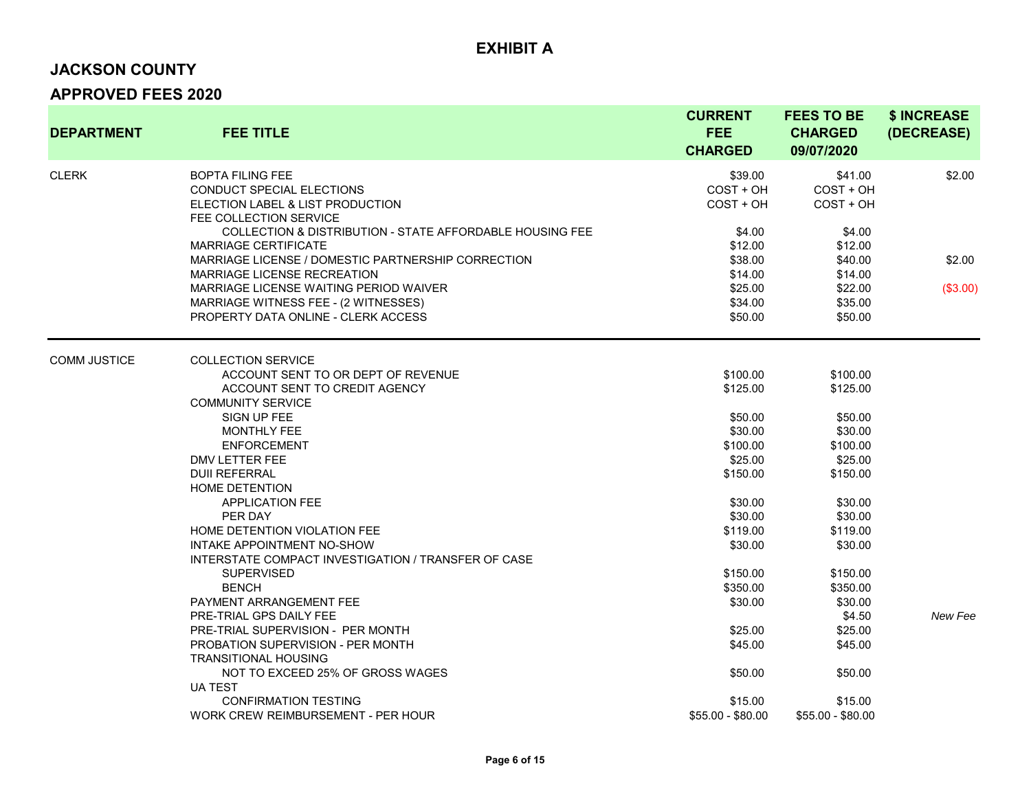# EXHIBIT A

## JACKSON COUNTY

## APPROVED FEES 2020

| DEPARTMENT | FEE TITLE | CURRENT FEE CHARGED | FEES TO BE CHARGED 09/07/2020 | $ INCREASE (DECREASE) |
|---|---|---|---|---|
| CLERK | BOPTA FILING FEE | $39.00 | $41.00 | $2.00 |
| | CONDUCT SPECIAL ELECTIONS | COST + OH | COST + OH | |
| | ELECTION LABEL & LIST PRODUCTION | COST + OH | COST + OH | |
| | FEE COLLECTION SERVICE | | | |
| | COLLECTION & DISTRIBUTION - STATE AFFORDABLE HOUSING FEE | $4.00 | $4.00 | |
| | MARRIAGE CERTIFICATE | $12.00 | $12.00 | |
| | MARRIAGE LICENSE / DOMESTIC PARTNERSHIP CORRECTION | $38.00 | $40.00 | $2.00 |
| | MARRIAGE LICENSE RECREATION | $14.00 | $14.00 | |
| | MARRIAGE LICENSE WAITING PERIOD WAIVER | $25.00 | $22.00 | ($3.00) |
| | MARRIAGE WITNESS FEE - (2 WITNESSES) | $34.00 | $35.00 | |
| | PROPERTY DATA ONLINE - CLERK ACCESS | $50.00 | $50.00 | |
| COMM JUSTICE | COLLECTION SERVICE | | | |
| | ACCOUNT SENT TO OR DEPT OF REVENUE | $100.00 | $100.00 | |
| | ACCOUNT SENT TO CREDIT AGENCY | $125.00 | $125.00 | |
| | COMMUNITY SERVICE | | | |
| | SIGN UP FEE | $50.00 | $50.00 | |
| | MONTHLY FEE | $30.00 | $30.00 | |
| | ENFORCEMENT | $100.00 | $100.00 | |
| | DMV LETTER FEE | $25.00 | $25.00 | |
| | DUII REFERRAL | $150.00 | $150.00 | |
| | HOME DETENTION | | | |
| | APPLICATION FEE | $30.00 | $30.00 | |
| | PER DAY | $30.00 | $30.00 | |
| | HOME DETENTION VIOLATION FEE | $119.00 | $119.00 | |
| | INTAKE APPOINTMENT NO-SHOW | $30.00 | $30.00 | |
| | INTERSTATE COMPACT INVESTIGATION / TRANSFER OF CASE | | | |
| | SUPERVISED | $150.00 | $150.00 | |
| | BENCH | $350.00 | $350.00 | |
| | PAYMENT ARRANGEMENT FEE | $30.00 | $30.00 | |
| | PRE-TRIAL GPS DAILY FEE | | $4.50 | *New Fee* |
| | PRE-TRIAL SUPERVISION - PER MONTH | $25.00 | $25.00 | |
| | PROBATION SUPERVISION - PER MONTH | $45.00 | $45.00 | |
| | TRANSITIONAL HOUSING | | | |
| | NOT TO EXCEED 25% OF GROSS WAGES | $50.00 | $50.00 | |
| | UA TEST | | | |
| | CONFIRMATION TESTING | $15.00 | $15.00 | |
| | WORK CREW REIMBURSEMENT - PER HOUR | $55.00 - $80.00 | $55.00 - $80.00 | |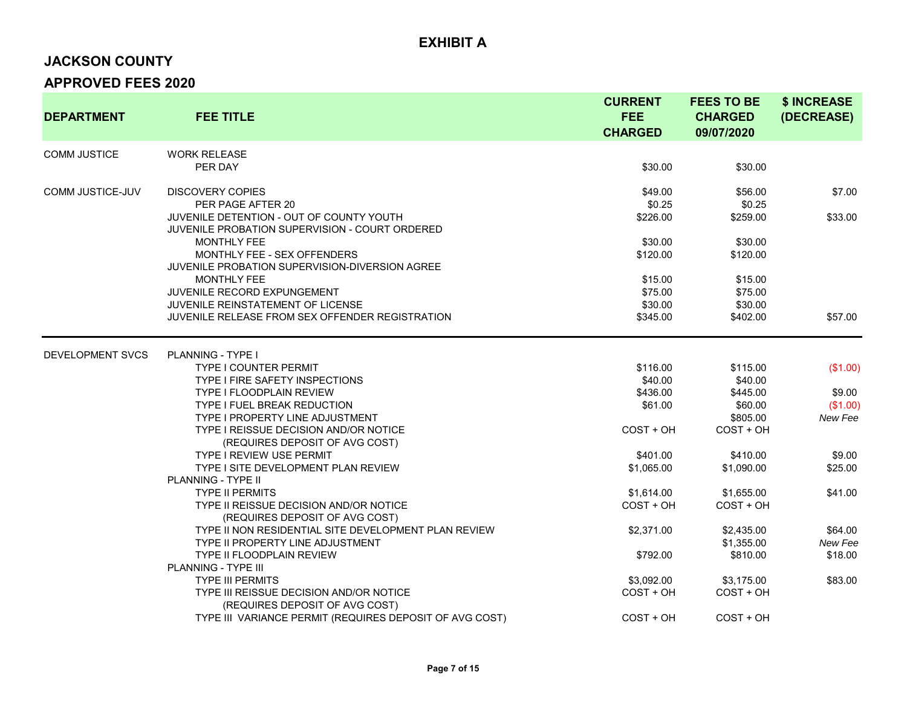## EXHIBIT A

## JACKSON COUNTY

## APPROVED FEES 2020

| DEPARTMENT | FEE TITLE | CURRENT FEE CHARGED | FEES TO BE CHARGED 09/07/2020 | $ INCREASE (DECREASE) |
|---|---|---|---|---|
| COMM JUSTICE | WORK RELEASE | | | |
| | PER DAY | $30.00 | $30.00 | |
| COMM JUSTICE-JUV | DISCOVERY COPIES | $49.00 | $56.00 | $7.00 |
| | PER PAGE AFTER 20 | $0.25 | $0.25 | |
| | JUVENILE DETENTION - OUT OF COUNTY YOUTH | $226.00 | $259.00 | $33.00 |
| | JUVENILE PROBATION SUPERVISION - COURT ORDERED | | | |
| | MONTHLY FEE | $30.00 | $30.00 | |
| | MONTHLY FEE - SEX OFFENDERS | $120.00 | $120.00 | |
| | JUVENILE PROBATION SUPERVISION-DIVERSION AGREE | | | |
| | MONTHLY FEE | $15.00 | $15.00 | |
| | JUVENILE RECORD EXPUNGEMENT | $75.00 | $75.00 | |
| | JUVENILE REINSTATEMENT OF LICENSE | $30.00 | $30.00 | |
| | JUVENILE RELEASE FROM SEX OFFENDER REGISTRATION | $345.00 | $402.00 | $57.00 |
| DEVELOPMENT SVCS | PLANNING - TYPE I | | | |
| | TYPE I COUNTER PERMIT | $116.00 | $115.00 | ($1.00) |
| | TYPE I FIRE SAFETY INSPECTIONS | $40.00 | $40.00 | |
| | TYPE I FLOODPLAIN REVIEW | $436.00 | $445.00 | $9.00 |
| | TYPE I FUEL BREAK REDUCTION | $61.00 | $60.00 | ($1.00) |
| | TYPE I PROPERTY LINE ADJUSTMENT | | $805.00 | *New Fee* |
| | TYPE I REISSUE DECISION AND/OR NOTICE (REQUIRES DEPOSIT OF AVG COST) | COST + OH | COST + OH | |
| | TYPE I REVIEW USE PERMIT | $401.00 | $410.00 | $9.00 |
| | TYPE I SITE DEVELOPMENT PLAN REVIEW | $1,065.00 | $1,090.00 | $25.00 |
| | PLANNING - TYPE II | | | |
| | TYPE II PERMITS | $1,614.00 | $1,655.00 | $41.00 |
| | TYPE II REISSUE DECISION AND/OR NOTICE (REQUIRES DEPOSIT OF AVG COST) | COST + OH | COST + OH | |
| | TYPE II NON RESIDENTIAL SITE DEVELOPMENT PLAN REVIEW | $2,371.00 | $2,435.00 | $64.00 |
| | TYPE II PROPERTY LINE ADJUSTMENT | | $1,355.00 | *New Fee* |
| | TYPE II FLOODPLAIN REVIEW | $792.00 | $810.00 | $18.00 |
| | PLANNING - TYPE III | | | |
| | TYPE III PERMITS | $3,092.00 | $3,175.00 | $83.00 |
| | TYPE III REISSUE DECISION AND/OR NOTICE (REQUIRES DEPOSIT OF AVG COST) | COST + OH | COST + OH | |
| | TYPE III VARIANCE PERMIT (REQUIRES DEPOSIT OF AVG COST) | COST + OH | COST + OH | |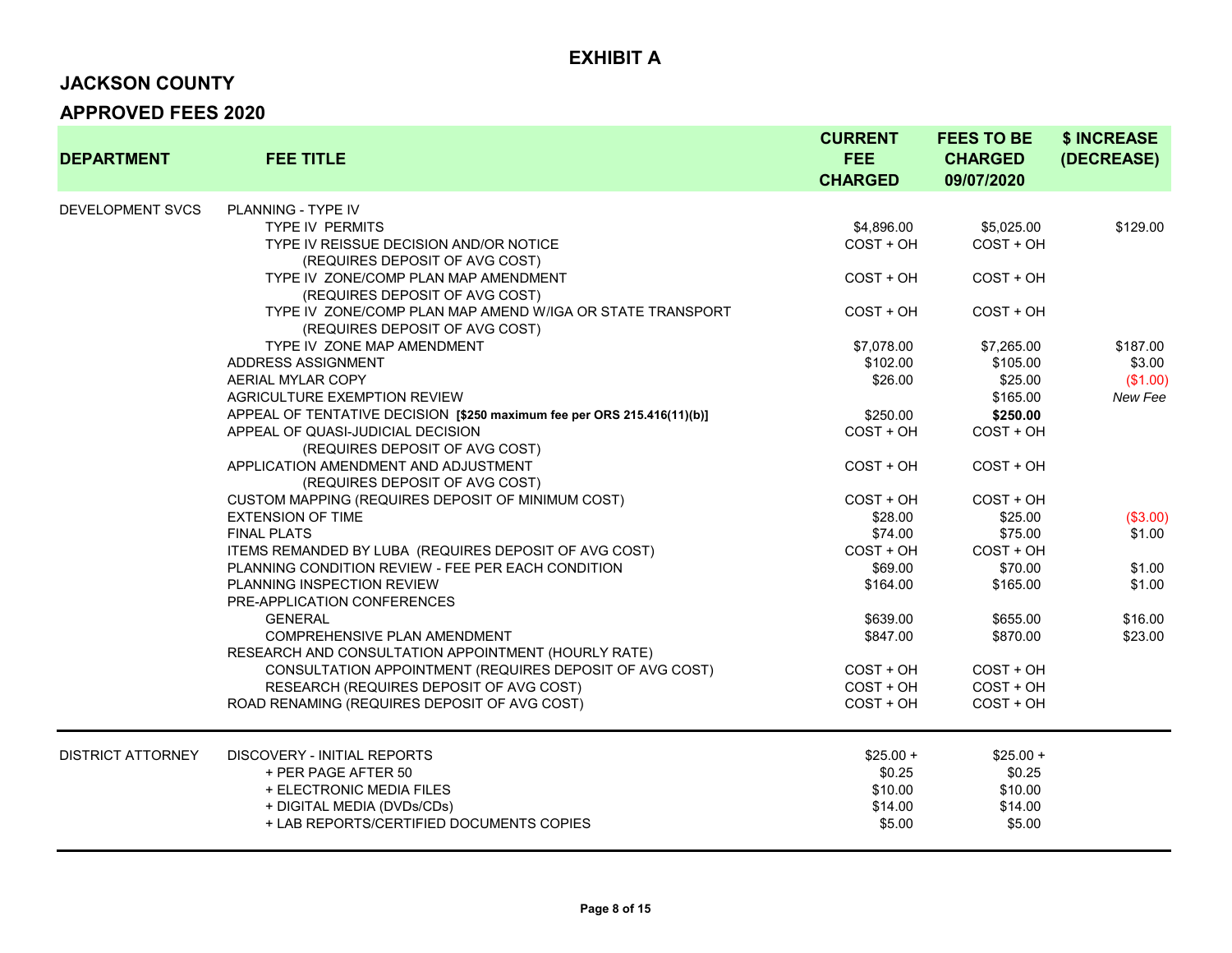# EXHIBIT A

## JACKSON COUNTY

## APPROVED FEES 2020

| DEPARTMENT | FEE TITLE | CURRENT FEE CHARGED | FEES TO BE CHARGED 09/07/2020 | $ INCREASE (DECREASE) |
|---|---|---|---|---|
| DEVELOPMENT SVCS | PLANNING - TYPE IV | | | |
| | TYPE IV PERMITS | $4,896.00 | $5,025.00 | $129.00 |
| | TYPE IV REISSUE DECISION AND/OR NOTICE (REQUIRES DEPOSIT OF AVG COST) | COST + OH | COST + OH | |
| | TYPE IV ZONE/COMP PLAN MAP AMENDMENT (REQUIRES DEPOSIT OF AVG COST) | COST + OH | COST + OH | |
| | TYPE IV ZONE/COMP PLAN MAP AMEND W/IGA OR STATE TRANSPORT (REQUIRES DEPOSIT OF AVG COST) | COST + OH | COST + OH | |
| | TYPE IV ZONE MAP AMENDMENT | $7,078.00 | $7,265.00 | $187.00 |
| | ADDRESS ASSIGNMENT | $102.00 | $105.00 | $3.00 |
| | AERIAL MYLAR COPY | $26.00 | $25.00 | ($1.00) |
| | AGRICULTURE EXEMPTION REVIEW | | $165.00 | *New Fee* |
| | APPEAL OF TENTATIVE DECISION **[$250 maximum fee per ORS 215.416(11)(b)]** | $250.00 | **$250.00** | |
| | APPEAL OF QUASI-JUDICIAL DECISION (REQUIRES DEPOSIT OF AVG COST) | COST + OH | COST + OH | |
| | APPLICATION AMENDMENT AND ADJUSTMENT (REQUIRES DEPOSIT OF AVG COST) | COST + OH | COST + OH | |
| | CUSTOM MAPPING (REQUIRES DEPOSIT OF MINIMUM COST) | COST + OH | COST + OH | |
| | EXTENSION OF TIME | $28.00 | $25.00 | ($3.00) |
| | FINAL PLATS | $74.00 | $75.00 | $1.00 |
| | ITEMS REMANDED BY LUBA (REQUIRES DEPOSIT OF AVG COST) | COST + OH | COST + OH | |
| | PLANNING CONDITION REVIEW - FEE PER EACH CONDITION | $69.00 | $70.00 | $1.00 |
| | PLANNING INSPECTION REVIEW | $164.00 | $165.00 | $1.00 |
| | PRE-APPLICATION CONFERENCES | | | |
| | GENERAL | $639.00 | $655.00 | $16.00 |
| | COMPREHENSIVE PLAN AMENDMENT | $847.00 | $870.00 | $23.00 |
| | RESEARCH AND CONSULTATION APPOINTMENT (HOURLY RATE) | | | |
| | CONSULTATION APPOINTMENT (REQUIRES DEPOSIT OF AVG COST) | COST + OH | COST + OH | |
| | RESEARCH (REQUIRES DEPOSIT OF AVG COST) | COST + OH | COST + OH | |
| | ROAD RENAMING (REQUIRES DEPOSIT OF AVG COST) | COST + OH | COST + OH | |
| DISTRICT ATTORNEY | DISCOVERY - INITIAL REPORTS | $25.00 + | $25.00 + | |
| | + PER PAGE AFTER 50 | $0.25 | $0.25 | |
| | + ELECTRONIC MEDIA FILES | $10.00 | $10.00 | |
| | + DIGITAL MEDIA (DVDs/CDs) | $14.00 | $14.00 | |
| | + LAB REPORTS/CERTIFIED DOCUMENTS COPIES | $5.00 | $5.00 | |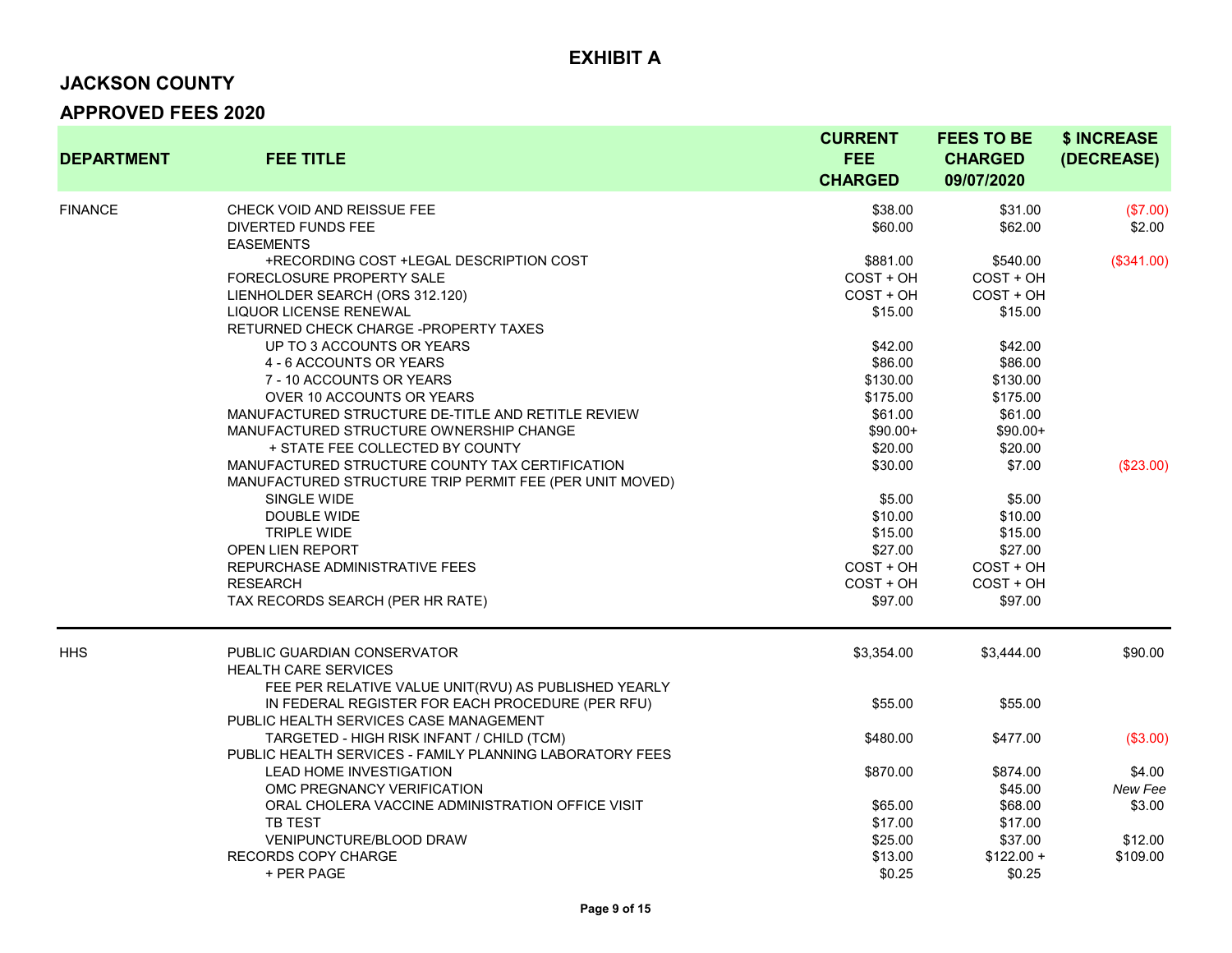## EXHIBIT A

## JACKSON COUNTY

## APPROVED FEES 2020

| DEPARTMENT | FEE TITLE | CURRENT FEE CHARGED | FEES TO BE CHARGED 09/07/2020 | $ INCREASE (DECREASE) |
|---|---|---|---|---|
| FINANCE | CHECK VOID AND REISSUE FEE | $38.00 | $31.00 | ($7.00) |
| | DIVERTED FUNDS FEE | $60.00 | $62.00 | $2.00 |
| | EASEMENTS | | | |
| | +RECORDING COST +LEGAL DESCRIPTION COST | $881.00 | $540.00 | ($341.00) |
| | FORECLOSURE PROPERTY SALE | COST + OH | COST + OH | |
| | LIENHOLDER SEARCH (ORS 312.120) | COST + OH | COST + OH | |
| | LIQUOR LICENSE RENEWAL | $15.00 | $15.00 | |
| | RETURNED CHECK CHARGE -PROPERTY TAXES | | | |
| | UP TO 3 ACCOUNTS OR YEARS | $42.00 | $42.00 | |
| | 4 - 6 ACCOUNTS OR YEARS | $86.00 | $86.00 | |
| | 7 - 10 ACCOUNTS OR YEARS | $130.00 | $130.00 | |
| | OVER 10 ACCOUNTS OR YEARS | $175.00 | $175.00 | |
| | MANUFACTURED STRUCTURE DE-TITLE AND RETITLE REVIEW | $61.00 | $61.00 | |
| | MANUFACTURED STRUCTURE OWNERSHIP CHANGE | $90.00+ | $90.00+ | |
| | + STATE FEE COLLECTED BY COUNTY | $20.00 | $20.00 | |
| | MANUFACTURED STRUCTURE COUNTY TAX CERTIFICATION | $30.00 | $7.00 | ($23.00) |
| | MANUFACTURED STRUCTURE TRIP PERMIT FEE (PER UNIT MOVED) | | | |
| | SINGLE WIDE | $5.00 | $5.00 | |
| | DOUBLE WIDE | $10.00 | $10.00 | |
| | TRIPLE WIDE | $15.00 | $15.00 | |
| | OPEN LIEN REPORT | $27.00 | $27.00 | |
| | REPURCHASE ADMINISTRATIVE FEES | COST + OH | COST + OH | |
| | RESEARCH | COST + OH | COST + OH | |
| | TAX RECORDS SEARCH (PER HR RATE) | $97.00 | $97.00 | |
| HHS | PUBLIC GUARDIAN CONSERVATOR | $3,354.00 | $3,444.00 | $90.00 |
| | HEALTH CARE SERVICES | | | |
| | FEE PER RELATIVE VALUE UNIT(RVU) AS PUBLISHED YEARLY IN FEDERAL REGISTER FOR EACH PROCEDURE (PER RFU) | $55.00 | $55.00 | |
| | PUBLIC HEALTH SERVICES CASE MANAGEMENT | | | |
| | TARGETED - HIGH RISK INFANT / CHILD (TCM) | $480.00 | $477.00 | ($3.00) |
| | PUBLIC HEALTH SERVICES - FAMILY PLANNING LABORATORY FEES | | | |
| | LEAD HOME INVESTIGATION | $870.00 | $874.00 | $4.00 |
| | OMC PREGNANCY VERIFICATION | | $45.00 | *New Fee* |
| | ORAL CHOLERA VACCINE ADMINISTRATION OFFICE VISIT | $65.00 | $68.00 | $3.00 |
| | TB TEST | $17.00 | $17.00 | |
| | VENIPUNCTURE/BLOOD DRAW | $25.00 | $37.00 | $12.00 |
| | RECORDS COPY CHARGE | $13.00 | $122.00 + | $109.00 |
| | + PER PAGE | $0.25 | $0.25 | |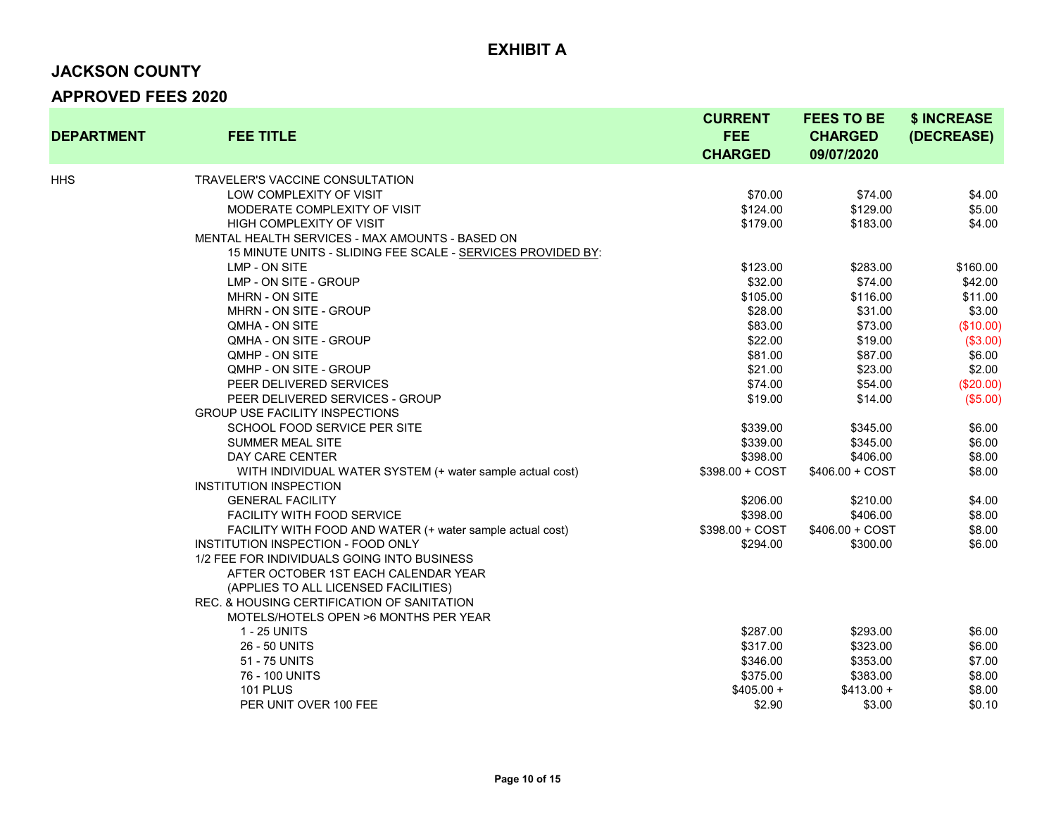# EXHIBIT A

## JACKSON COUNTY

## APPROVED FEES 2020

| DEPARTMENT | FEE TITLE | CURRENT FEE CHARGED | FEES TO BE CHARGED 09/07/2020 | $ INCREASE (DECREASE) |
|---|---|---|---|---|
| HHS | TRAVELER'S VACCINE CONSULTATION | | | |
| | LOW COMPLEXITY OF VISIT | $70.00 | $74.00 | $4.00 |
| | MODERATE COMPLEXITY OF VISIT | $124.00 | $129.00 | $5.00 |
| | HIGH COMPLEXITY OF VISIT | $179.00 | $183.00 | $4.00 |
| | MENTAL HEALTH SERVICES - MAX AMOUNTS - BASED ON | | | |
| | 15 MINUTE UNITS - SLIDING FEE SCALE - SERVICES PROVIDED BY: | | | |
| | LMP - ON SITE | $123.00 | $283.00 | $160.00 |
| | LMP - ON SITE - GROUP | $32.00 | $74.00 | $42.00 |
| | MHRN - ON SITE | $105.00 | $116.00 | $11.00 |
| | MHRN - ON SITE - GROUP | $28.00 | $31.00 | $3.00 |
| | QMHA - ON SITE | $83.00 | $73.00 | ($10.00) |
| | QMHA - ON SITE - GROUP | $22.00 | $19.00 | ($3.00) |
| | QMHP - ON SITE | $81.00 | $87.00 | $6.00 |
| | QMHP - ON SITE - GROUP | $21.00 | $23.00 | $2.00 |
| | PEER DELIVERED SERVICES | $74.00 | $54.00 | ($20.00) |
| | PEER DELIVERED SERVICES - GROUP | $19.00 | $14.00 | ($5.00) |
| | GROUP USE FACILITY INSPECTIONS | | | |
| | SCHOOL FOOD SERVICE PER SITE | $339.00 | $345.00 | $6.00 |
| | SUMMER MEAL SITE | $339.00 | $345.00 | $6.00 |
| | DAY CARE CENTER | $398.00 | $406.00 | $8.00 |
| | WITH INDIVIDUAL WATER SYSTEM (+ water sample actual cost) | $398.00 + COST | $406.00 + COST | $8.00 |
| | INSTITUTION INSPECTION | | | |
| | GENERAL FACILITY | $206.00 | $210.00 | $4.00 |
| | FACILITY WITH FOOD SERVICE | $398.00 | $406.00 | $8.00 |
| | FACILITY WITH FOOD AND WATER (+ water sample actual cost) | $398.00 + COST | $406.00 + COST | $8.00 |
| | INSTITUTION INSPECTION - FOOD ONLY | $294.00 | $300.00 | $6.00 |
| | 1/2 FEE FOR INDIVIDUALS GOING INTO BUSINESS | | | |
| | AFTER OCTOBER 1ST EACH CALENDAR YEAR | | | |
| | (APPLIES TO ALL LICENSED FACILITIES) | | | |
| | REC. & HOUSING CERTIFICATION OF SANITATION | | | |
| | MOTELS/HOTELS OPEN >6 MONTHS PER YEAR | | | |
| | 1 - 25 UNITS | $287.00 | $293.00 | $6.00 |
| | 26 - 50 UNITS | $317.00 | $323.00 | $6.00 |
| | 51 - 75 UNITS | $346.00 | $353.00 | $7.00 |
| | 76 - 100 UNITS | $375.00 | $383.00 | $8.00 |
| | 101 PLUS | $405.00 + | $413.00 + | $8.00 |
| | PER UNIT OVER 100 FEE | $2.90 | $3.00 | $0.10 |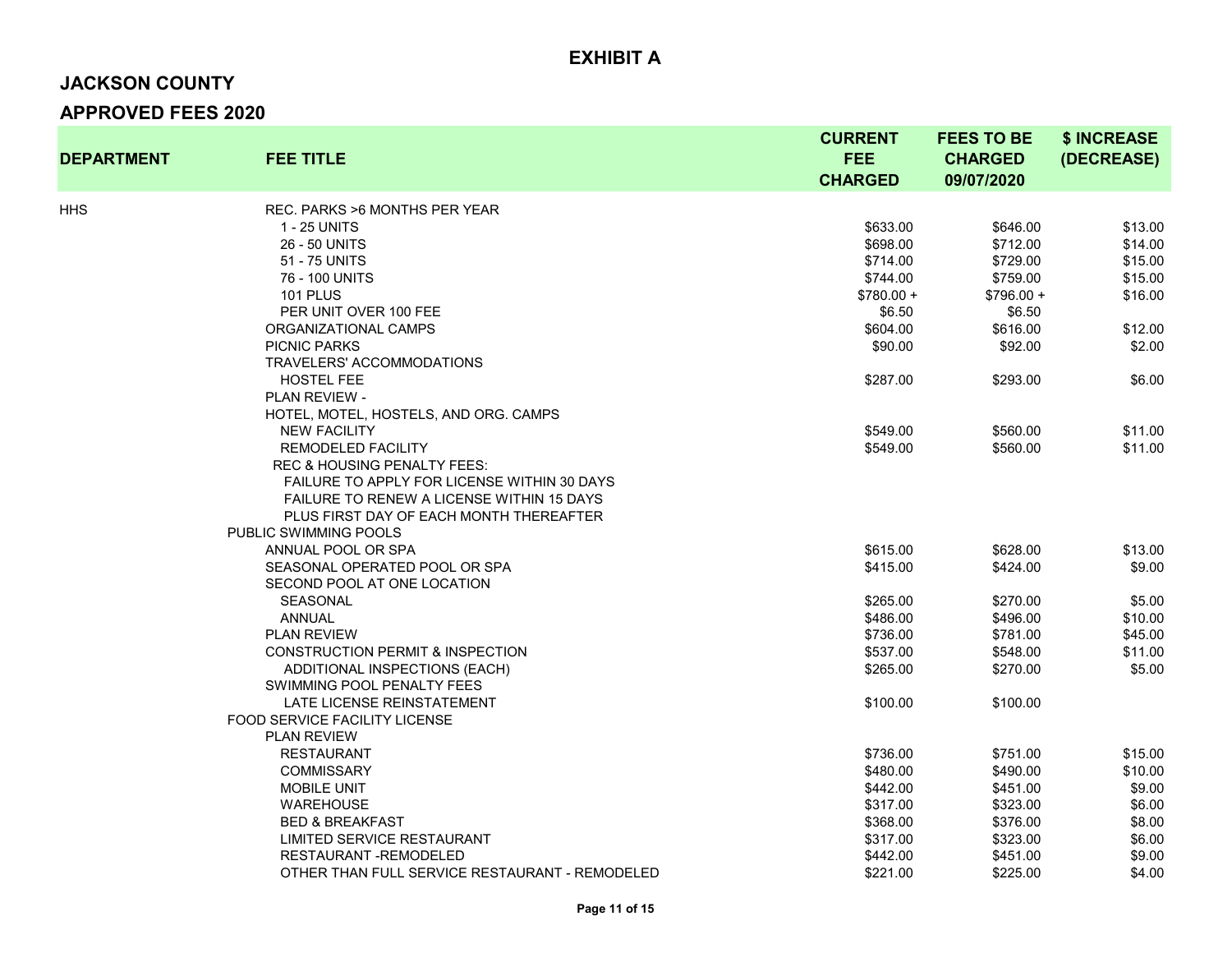**EXHIBIT A**

## JACKSON COUNTY

## APPROVED FEES 2020

| DEPARTMENT | FEE TITLE | CURRENT FEE CHARGED | FEES TO BE CHARGED 09/07/2020 | $ INCREASE (DECREASE) |
|---|---|---|---|---|
| HHS | REC. PARKS >6 MONTHS PER YEAR | | | |
| | 1 - 25 UNITS | $633.00 | $646.00 | $13.00 |
| | 26 - 50 UNITS | $698.00 | $712.00 | $14.00 |
| | 51 - 75 UNITS | $714.00 | $729.00 | $15.00 |
| | 76 - 100 UNITS | $744.00 | $759.00 | $15.00 |
| | 101 PLUS | $780.00 + | $796.00 + | $16.00 |
| | PER UNIT OVER 100 FEE | $6.50 | $6.50 | |
| | ORGANIZATIONAL CAMPS | $604.00 | $616.00 | $12.00 |
| | PICNIC PARKS | $90.00 | $92.00 | $2.00 |
| | TRAVELERS' ACCOMMODATIONS | | | |
| | HOSTEL FEE | $287.00 | $293.00 | $6.00 |
| | PLAN REVIEW - | | | |
| | HOTEL, MOTEL, HOSTELS, AND ORG. CAMPS | | | |
| | NEW FACILITY | $549.00 | $560.00 | $11.00 |
| | REMODELED FACILITY | $549.00 | $560.00 | $11.00 |
| | REC & HOUSING PENALTY FEES: | | | |
| | FAILURE TO APPLY FOR LICENSE WITHIN 30 DAYS | | | |
| | FAILURE TO RENEW A LICENSE WITHIN 15 DAYS | | | |
| | PLUS FIRST DAY OF EACH MONTH THEREAFTER | | | |
| | PUBLIC SWIMMING POOLS | | | |
| | ANNUAL POOL OR SPA | $615.00 | $628.00 | $13.00 |
| | SEASONAL OPERATED POOL OR SPA | $415.00 | $424.00 | $9.00 |
| | SECOND POOL AT ONE LOCATION | | | |
| | SEASONAL | $265.00 | $270.00 | $5.00 |
| | ANNUAL | $486.00 | $496.00 | $10.00 |
| | PLAN REVIEW | $736.00 | $781.00 | $45.00 |
| | CONSTRUCTION PERMIT & INSPECTION | $537.00 | $548.00 | $11.00 |
| | ADDITIONAL INSPECTIONS (EACH) | $265.00 | $270.00 | $5.00 |
| | SWIMMING POOL PENALTY FEES | | | |
| | LATE LICENSE REINSTATEMENT | $100.00 | $100.00 | |
| | FOOD SERVICE FACILITY LICENSE | | | |
| | PLAN REVIEW | | | |
| | RESTAURANT | $736.00 | $751.00 | $15.00 |
| | COMMISSARY | $480.00 | $490.00 | $10.00 |
| | MOBILE UNIT | $442.00 | $451.00 | $9.00 |
| | WAREHOUSE | $317.00 | $323.00 | $6.00 |
| | BED & BREAKFAST | $368.00 | $376.00 | $8.00 |
| | LIMITED SERVICE RESTAURANT | $317.00 | $323.00 | $6.00 |
| | RESTAURANT -REMODELED | $442.00 | $451.00 | $9.00 |
| | OTHER THAN FULL SERVICE RESTAURANT - REMODELED | $221.00 | $225.00 | $4.00 |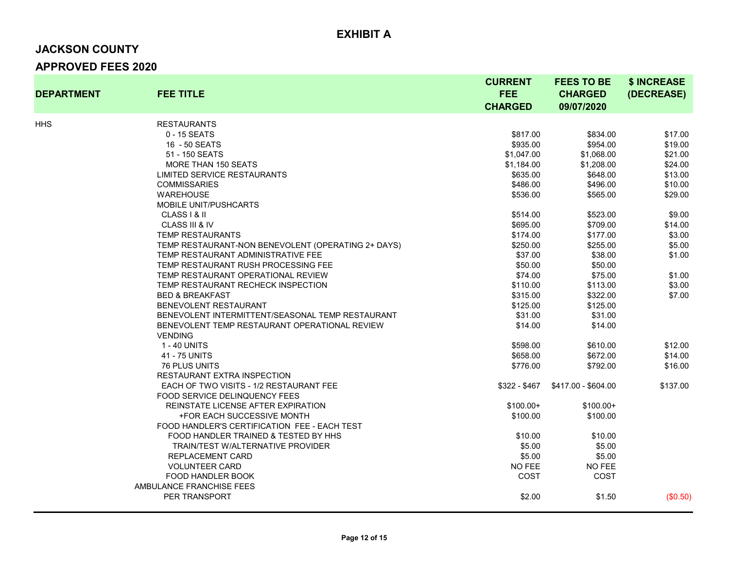## EXHIBIT A

### JACKSON COUNTY

### APPROVED FEES 2020

| DEPARTMENT | FEE TITLE | CURRENT FEE CHARGED | FEES TO BE CHARGED 09/07/2020 | $ INCREASE (DECREASE) |
|---|---|---|---|---|
| HHS | RESTAURANTS | | | |
| | 0 - 15 SEATS | $817.00 | $834.00 | $17.00 |
| | 16 - 50 SEATS | $935.00 | $954.00 | $19.00 |
| | 51 - 150 SEATS | $1,047.00 | $1,068.00 | $21.00 |
| | MORE THAN 150 SEATS | $1,184.00 | $1,208.00 | $24.00 |
| | LIMITED SERVICE RESTAURANTS | $635.00 | $648.00 | $13.00 |
| | COMMISSARIES | $486.00 | $496.00 | $10.00 |
| | WAREHOUSE | $536.00 | $565.00 | $29.00 |
| | MOBILE UNIT/PUSHCARTS | | | |
| | CLASS I & II | $514.00 | $523.00 | $9.00 |
| | CLASS III & IV | $695.00 | $709.00 | $14.00 |
| | TEMP RESTAURANTS | $174.00 | $177.00 | $3.00 |
| | TEMP RESTAURANT-NON BENEVOLENT (OPERATING 2+ DAYS) | $250.00 | $255.00 | $5.00 |
| | TEMP RESTAURANT ADMINISTRATIVE FEE | $37.00 | $38.00 | $1.00 |
| | TEMP RESTAURANT RUSH PROCESSING FEE | $50.00 | $50.00 | |
| | TEMP RESTAURANT OPERATIONAL REVIEW | $74.00 | $75.00 | $1.00 |
| | TEMP RESTAURANT RECHECK INSPECTION | $110.00 | $113.00 | $3.00 |
| | BED & BREAKFAST | $315.00 | $322.00 | $7.00 |
| | BENEVOLENT RESTAURANT | $125.00 | $125.00 | |
| | BENEVOLENT INTERMITTENT/SEASONAL TEMP RESTAURANT | $31.00 | $31.00 | |
| | BENEVOLENT TEMP RESTAURANT OPERATIONAL REVIEW | $14.00 | $14.00 | |
| | VENDING | | | |
| | 1 - 40 UNITS | $598.00 | $610.00 | $12.00 |
| | 41 - 75 UNITS | $658.00 | $672.00 | $14.00 |
| | 76 PLUS UNITS | $776.00 | $792.00 | $16.00 |
| | RESTAURANT EXTRA INSPECTION | | | |
| | EACH OF TWO VISITS - 1/2 RESTAURANT FEE | $322 - $467 | $417.00 - $604.00 | $137.00 |
| | FOOD SERVICE DELINQUENCY FEES | | | |
| | REINSTATE LICENSE AFTER EXPIRATION | $100.00+ | $100.00+ | |
| | +FOR EACH SUCCESSIVE MONTH | $100.00 | $100.00 | |
| | FOOD HANDLER'S CERTIFICATION FEE - EACH TEST | | | |
| | FOOD HANDLER TRAINED & TESTED BY HHS | $10.00 | $10.00 | |
| | TRAIN/TEST W/ALTERNATIVE PROVIDER | $5.00 | $5.00 | |
| | REPLACEMENT CARD | $5.00 | $5.00 | |
| | VOLUNTEER CARD | NO FEE | NO FEE | |
| | FOOD HANDLER BOOK | COST | COST | |
| | AMBULANCE FRANCHISE FEES | | | |
| | PER TRANSPORT | $2.00 | $1.50 | ($0.50) |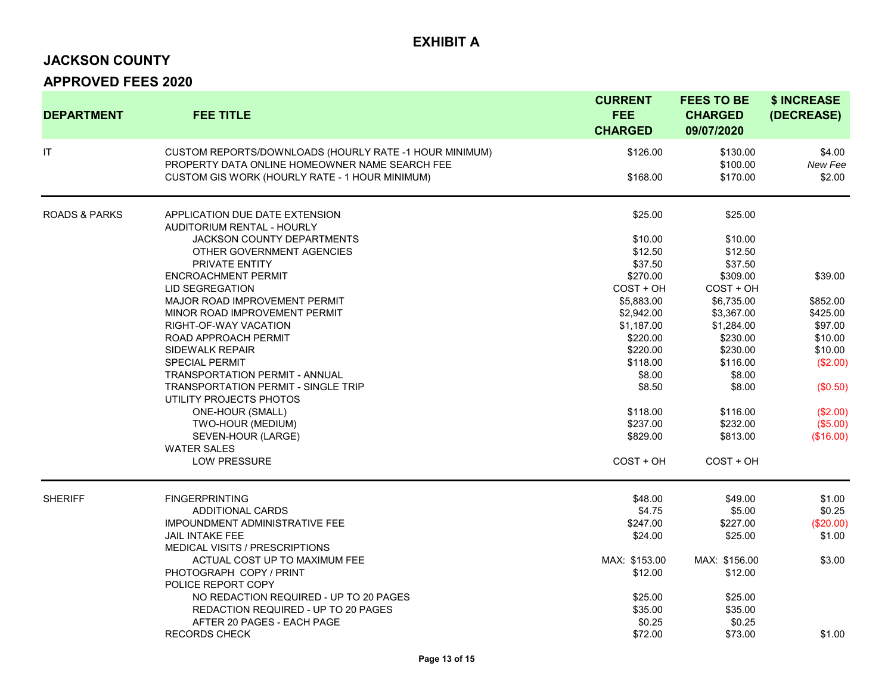# EXHIBIT A

## JACKSON COUNTY

## APPROVED FEES 2020

| DEPARTMENT | FEE TITLE | CURRENT FEE CHARGED | FEES TO BE CHARGED 09/07/2020 | $ INCREASE (DECREASE) |
|---|---|---|---|---|
| IT | CUSTOM REPORTS/DOWNLOADS (HOURLY RATE -1 HOUR MINIMUM) | $126.00 | $130.00 | $4.00 |
| | PROPERTY DATA ONLINE HOMEOWNER NAME SEARCH FEE | | $100.00 | *New Fee* |
| | CUSTOM GIS WORK (HOURLY RATE - 1 HOUR MINIMUM) | $168.00 | $170.00 | $2.00 |
| ROADS & PARKS | APPLICATION DUE DATE EXTENSION | $25.00 | $25.00 | |
| | AUDITORIUM RENTAL - HOURLY | | | |
| | JACKSON COUNTY DEPARTMENTS | $10.00 | $10.00 | |
| | OTHER GOVERNMENT AGENCIES | $12.50 | $12.50 | |
| | PRIVATE ENTITY | $37.50 | $37.50 | |
| | ENCROACHMENT PERMIT | $270.00 | $309.00 | $39.00 |
| | LID SEGREGATION | COST + OH | COST + OH | |
| | MAJOR ROAD IMPROVEMENT PERMIT | $5,883.00 | $6,735.00 | $852.00 |
| | MINOR ROAD IMPROVEMENT PERMIT | $2,942.00 | $3,367.00 | $425.00 |
| | RIGHT-OF-WAY VACATION | $1,187.00 | $1,284.00 | $97.00 |
| | ROAD APPROACH PERMIT | $220.00 | $230.00 | $10.00 |
| | SIDEWALK REPAIR | $220.00 | $230.00 | $10.00 |
| | SPECIAL PERMIT | $118.00 | $116.00 | ($2.00) |
| | TRANSPORTATION PERMIT - ANNUAL | $8.00 | $8.00 | |
| | TRANSPORTATION PERMIT - SINGLE TRIP | $8.50 | $8.00 | ($0.50) |
| | UTILITY PROJECTS PHOTOS | | | |
| | ONE-HOUR (SMALL) | $118.00 | $116.00 | ($2.00) |
| | TWO-HOUR (MEDIUM) | $237.00 | $232.00 | ($5.00) |
| | SEVEN-HOUR (LARGE) | $829.00 | $813.00 | ($16.00) |
| | WATER SALES | | | |
| | LOW PRESSURE | COST + OH | COST + OH | |
| SHERIFF | FINGERPRINTING | $48.00 | $49.00 | $1.00 |
| | ADDITIONAL CARDS | $4.75 | $5.00 | $0.25 |
| | IMPOUNDMENT ADMINISTRATIVE FEE | $247.00 | $227.00 | ($20.00) |
| | JAIL INTAKE FEE | $24.00 | $25.00 | $1.00 |
| | MEDICAL VISITS / PRESCRIPTIONS | | | |
| | ACTUAL COST UP TO MAXIMUM FEE | MAX: $153.00 | MAX: $156.00 | $3.00 |
| | PHOTOGRAPH COPY / PRINT | $12.00 | $12.00 | |
| | POLICE REPORT COPY | | | |
| | NO REDACTION REQUIRED - UP TO 20 PAGES | $25.00 | $25.00 | |
| | REDACTION REQUIRED - UP TO 20 PAGES | $35.00 | $35.00 | |
| | AFTER 20 PAGES - EACH PAGE | $0.25 | $0.25 | |
| | RECORDS CHECK | $72.00 | $73.00 | $1.00 |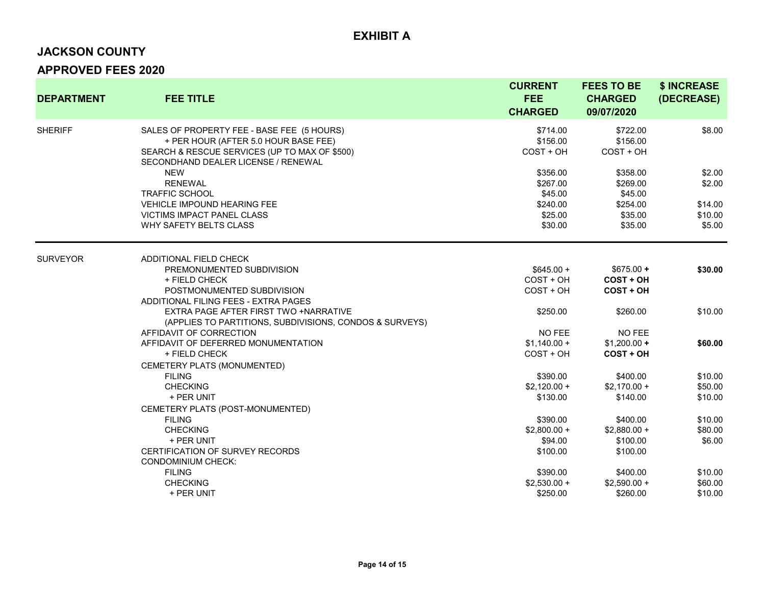# EXHIBIT A

## JACKSON COUNTY

## APPROVED FEES 2020

| DEPARTMENT | FEE TITLE | CURRENT FEE CHARGED | FEES TO BE CHARGED 09/07/2020 | $ INCREASE (DECREASE) |
|---|---|---|---|---|
| SHERIFF | SALES OF PROPERTY FEE - BASE FEE (5 HOURS) | $714.00 | $722.00 | $8.00 |
| | + PER HOUR (AFTER 5.0 HOUR BASE FEE) | $156.00 | $156.00 | |
| | SEARCH & RESCUE SERVICES (UP TO MAX OF $500) | COST + OH | COST + OH | |
| | SECONDHAND DEALER LICENSE / RENEWAL | | | |
| | NEW | $356.00 | $358.00 | $2.00 |
| | RENEWAL | $267.00 | $269.00 | $2.00 |
| | TRAFFIC SCHOOL | $45.00 | $45.00 | |
| | VEHICLE IMPOUND HEARING FEE | $240.00 | $254.00 | $14.00 |
| | VICTIMS IMPACT PANEL CLASS | $25.00 | $35.00 | $10.00 |
| | WHY SAFETY BELTS CLASS | $30.00 | $35.00 | $5.00 |
| SURVEYOR | ADDITIONAL FIELD CHECK | | | |
| | PREMONUMENTED SUBDIVISION | $645.00 + | $675.00 **+** | **$30.00** |
| | + FIELD CHECK | COST + OH | **COST + OH** | |
| | POSTMONUMENTED SUBDIVISION | COST + OH | **COST + OH** | |
| | ADDITIONAL FILING FEES - EXTRA PAGES | | | |
| | EXTRA PAGE AFTER FIRST TWO +NARRATIVE | $250.00 | $260.00 | $10.00 |
| | (APPLIES TO PARTITIONS, SUBDIVISIONS, CONDOS & SURVEYS) | | | |
| | AFFIDAVIT OF CORRECTION | NO FEE | NO FEE | |
| | AFFIDAVIT OF DEFERRED MONUMENTATION | $1,140.00 + | $1,200.00 **+** | **$60.00** |
| | + FIELD CHECK | COST + OH | **COST + OH** | |
| | CEMETERY PLATS (MONUMENTED) | | | |
| | FILING | $390.00 | $400.00 | $10.00 |
| | CHECKING | $2,120.00 + | $2,170.00 + | $50.00 |
| | + PER UNIT | $130.00 | $140.00 | $10.00 |
| | CEMETERY PLATS (POST-MONUMENTED) | | | |
| | FILING | $390.00 | $400.00 | $10.00 |
| | CHECKING | $2,800.00 + | $2,880.00 + | $80.00 |
| | + PER UNIT | $94.00 | $100.00 | $6.00 |
| | CERTIFICATION OF SURVEY RECORDS | $100.00 | $100.00 | |
| | CONDOMINIUM CHECK: | | | |
| | FILING | $390.00 | $400.00 | $10.00 |
| | CHECKING | $2,530.00 + | $2,590.00 + | $60.00 |
| | + PER UNIT | $250.00 | $260.00 | $10.00 |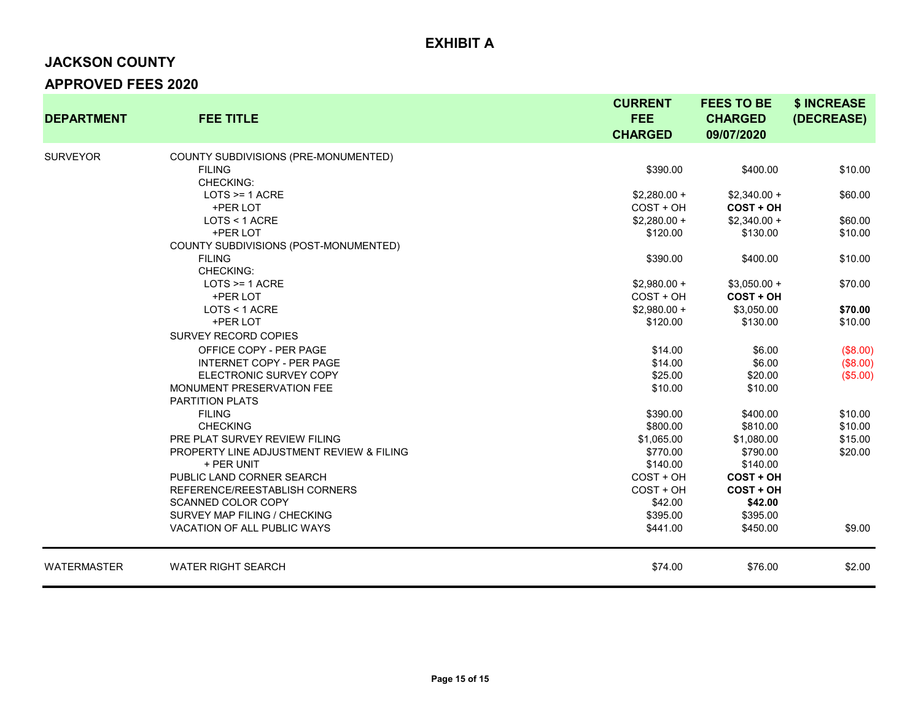## EXHIBIT A

## JACKSON COUNTY

## APPROVED FEES 2020

| DEPARTMENT | FEE TITLE | CURRENT FEE CHARGED | FEES TO BE CHARGED 09/07/2020 | $ INCREASE (DECREASE) |
|---|---|---|---|---|
| SURVEYOR | COUNTY SUBDIVISIONS (PRE-MONUMENTED) | | | |
| | FILING | $390.00 | $400.00 | $10.00 |
| | CHECKING: | | | |
| | LOTS >= 1 ACRE | $2,280.00 + | $2,340.00 + | $60.00 |
| | +PER LOT | COST + OH | **COST + OH** | |
| | LOTS < 1 ACRE | $2,280.00 + | $2,340.00 + | $60.00 |
| | +PER LOT | $120.00 | $130.00 | $10.00 |
| | COUNTY SUBDIVISIONS (POST-MONUMENTED) | | | |
| | FILING | $390.00 | $400.00 | $10.00 |
| | CHECKING: | | | |
| | LOTS >= 1 ACRE | $2,980.00 + | $3,050.00 + | $70.00 |
| | +PER LOT | COST + OH | **COST + OH** | |
| | LOTS < 1 ACRE | $2,980.00 + | $3,050.00 | **$70.00** |
| | +PER LOT | $120.00 | $130.00 | $10.00 |
| | SURVEY RECORD COPIES | | | |
| | OFFICE COPY - PER PAGE | $14.00 | $6.00 | ($8.00) |
| | INTERNET COPY - PER PAGE | $14.00 | $6.00 | ($8.00) |
| | ELECTRONIC SURVEY COPY | $25.00 | $20.00 | ($5.00) |
| | MONUMENT PRESERVATION FEE | $10.00 | $10.00 | |
| | PARTITION PLATS | | | |
| | FILING | $390.00 | $400.00 | $10.00 |
| | CHECKING | $800.00 | $810.00 | $10.00 |
| | PRE PLAT SURVEY REVIEW FILING | $1,065.00 | $1,080.00 | $15.00 |
| | PROPERTY LINE ADJUSTMENT REVIEW & FILING | $770.00 | $790.00 | $20.00 |
| | + PER UNIT | $140.00 | $140.00 | |
| | PUBLIC LAND CORNER SEARCH | COST + OH | **COST + OH** | |
| | REFERENCE/REESTABLISH CORNERS | COST + OH | **COST + OH** | |
| | SCANNED COLOR COPY | $42.00 | **$42.00** | |
| | SURVEY MAP FILING / CHECKING | $395.00 | $395.00 | |
| | VACATION OF ALL PUBLIC WAYS | $441.00 | $450.00 | $9.00 |
| WATERMASTER | WATER RIGHT SEARCH | $74.00 | $76.00 | $2.00 |